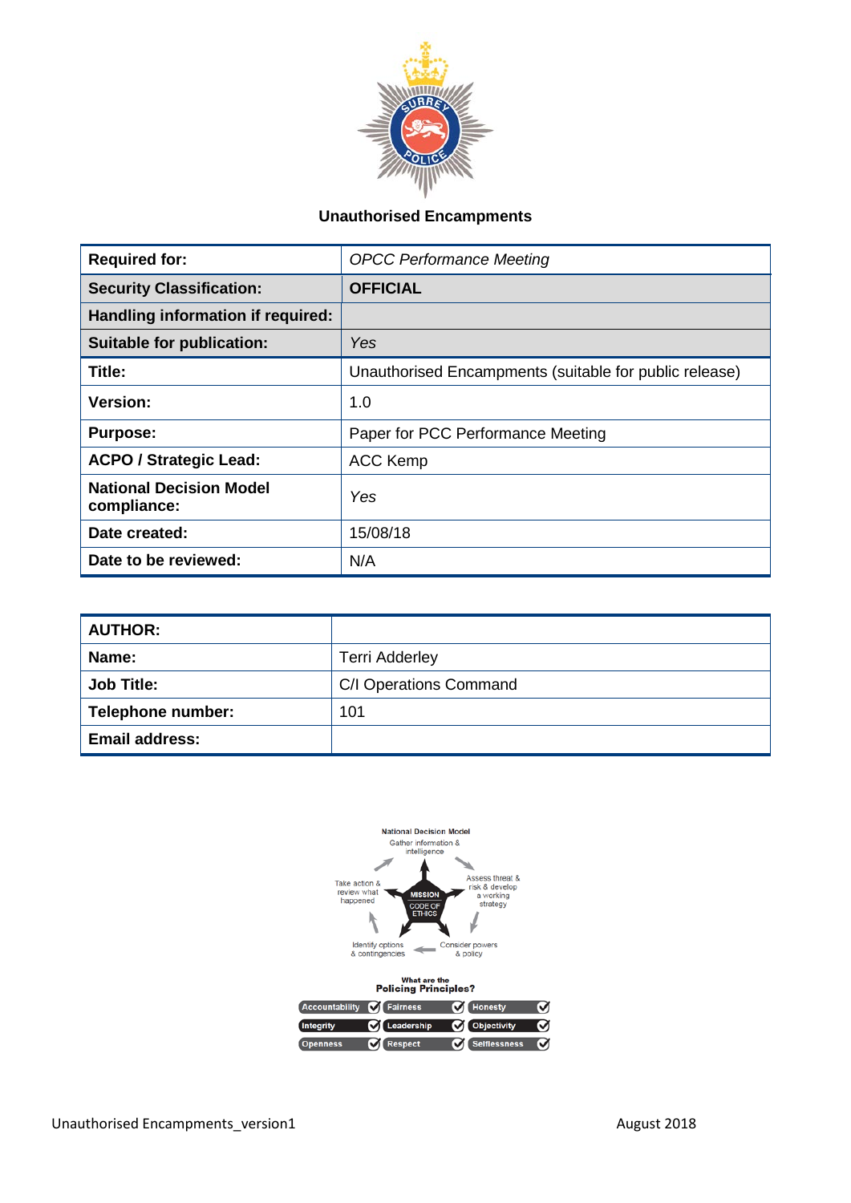# Unauthorised Encampments

| | |
|---|---|
| **Required for:** | *OPCC Performance Meeting* |
| **Security Classification:** | **OFFICIAL** |
| **Handling information if required:** | |
| **Suitable for publication:** | *Yes* |
| **Title:** | Unauthorised Encampments (suitable for public release) |
| **Version:** | 1.0 |
| **Purpose:** | Paper for PCC Performance Meeting |
| **ACPO / Strategic Lead:** | ACC Kemp |
| **National Decision Model compliance:** | *Yes* |
| **Date created:** | 15/08/18 |
| **Date to be reviewed:** | N/A |

| **AUTHOR:** | |
|---|---|
| **Name:** | Terri Adderley |
| **Job Title:** | C/I Operations Command |
| **Telephone number:** | 101 |
| **Email address:** | |

National Decision Model

Gather information & intelligence

Assess threat & risk & develop a working strategy

Consider powers & policy

Identify options & contingencies

Take action & review what happened

MISSION

CODE OF ETHICS

What are the Policing Principles?

| | | |
|---|---|---|
| Accountability | Fairness | Honesty |
| Integrity | Leadership | Objectivity |
| Openness | Respect | Selflessness |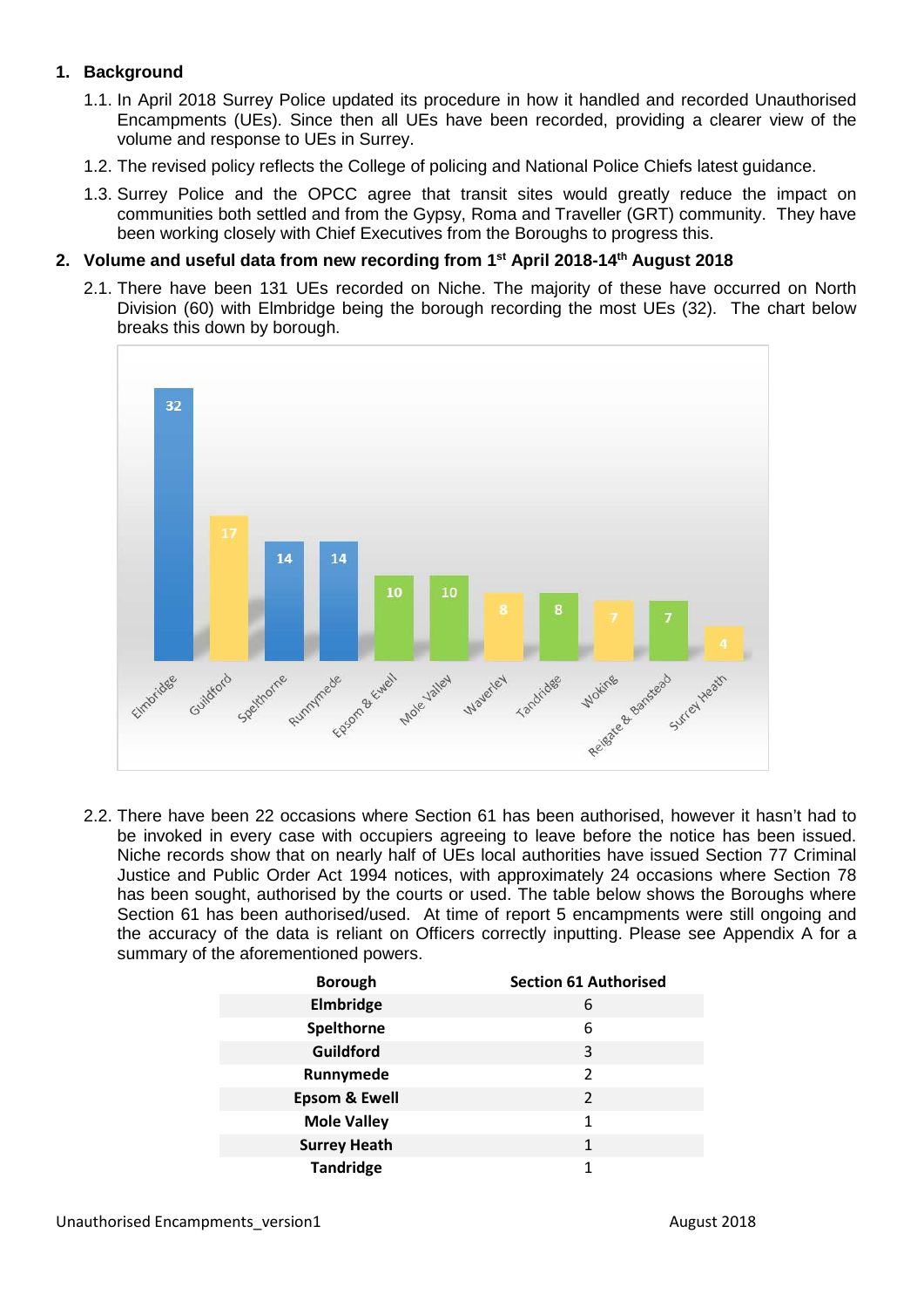## 1. Background

1.1. In April 2018 Surrey Police updated its procedure in how it handled and recorded Unauthorised Encampments (UEs). Since then all UEs have been recorded, providing a clearer view of the volume and response to UEs in Surrey.

1.2. The revised policy reflects the College of policing and National Police Chiefs latest guidance.

1.3. Surrey Police and the OPCC agree that transit sites would greatly reduce the impact on communities both settled and from the Gypsy, Roma and Traveller (GRT) community. They have been working closely with Chief Executives from the Boroughs to progress this.

## 2. Volume and useful data from new recording from 1st April 2018-14th August 2018

2.1. There have been 131 UEs recorded on Niche. The majority of these have occurred on North Division (60) with Elmbridge being the borough recording the most UEs (32). The chart below breaks this down by borough.

| Borough | UEs |
|---|---|
| Elmbridge | 32 |
| Guildford | 17 |
| Spelthorne | 14 |
| Runnymede | 14 |
| Epsom & Ewell | 10 |
| Mole Valley | 10 |
| Waverley | 8 |
| Tandridge | 8 |
| Woking | 7 |
| Reigate & Banstead | 7 |
| Surrey Heath | 4 |

2.2. There have been 22 occasions where Section 61 has been authorised, however it hasn't had to be invoked in every case with occupiers agreeing to leave before the notice has been issued. Niche records show that on nearly half of UEs local authorities have issued Section 77 Criminal Justice and Public Order Act 1994 notices, with approximately 24 occasions where Section 78 has been sought, authorised by the courts or used. The table below shows the Boroughs where Section 61 has been authorised/used. At time of report 5 encampments were still ongoing and the accuracy of the data is reliant on Officers correctly inputting. Please see Appendix A for a summary of the aforementioned powers.

| Borough | Section 61 Authorised |
|---|---|
| Elmbridge | 6 |
| Spelthorne | 6 |
| Guildford | 3 |
| Runnymede | 2 |
| Epsom & Ewell | 2 |
| Mole Valley | 1 |
| Surrey Heath | 1 |
| Tandridge | 1 |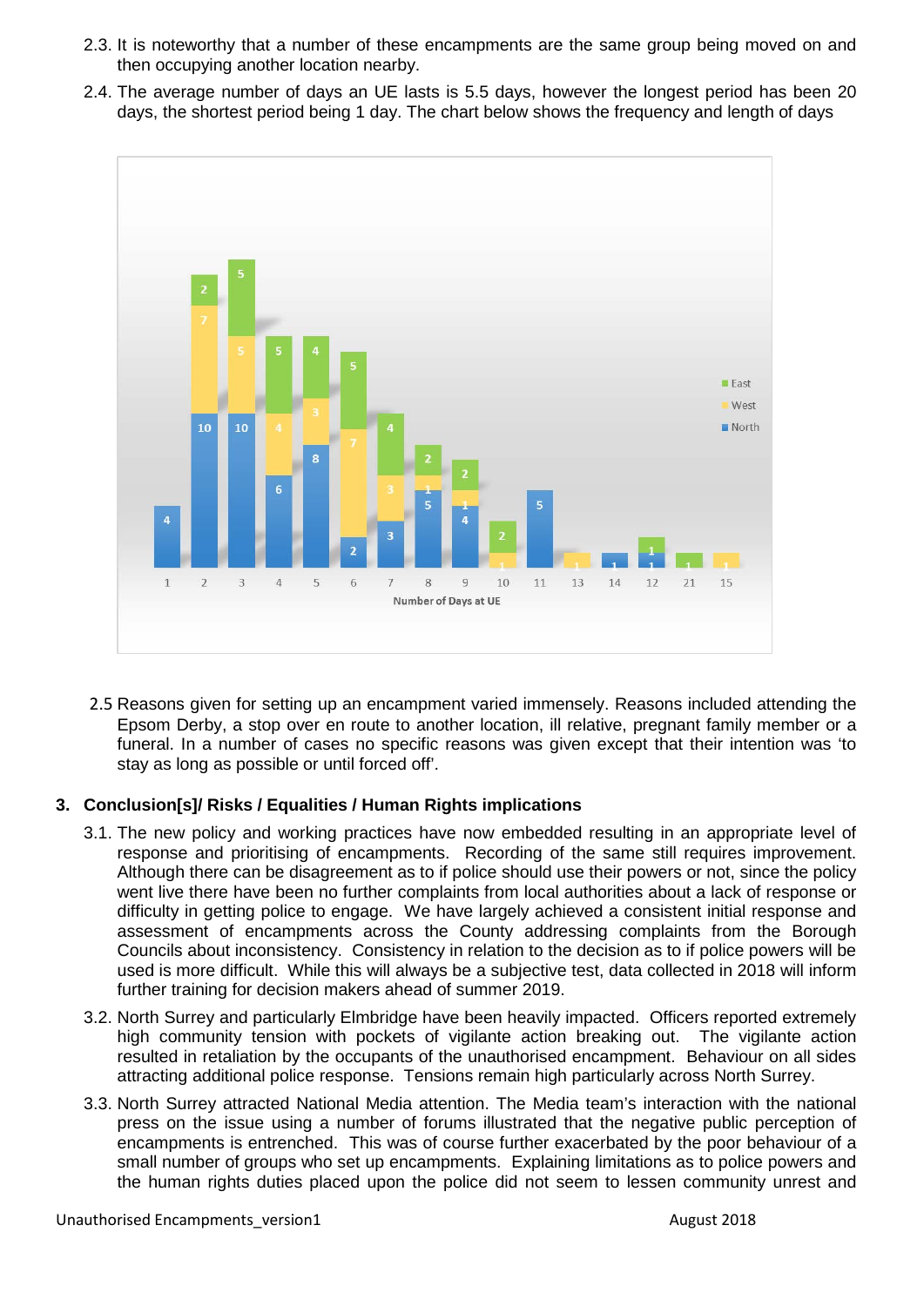2.3. It is noteworthy that a number of these encampments are the same group being moved on and then occupying another location nearby.

2.4. The average number of days an UE lasts is 5.5 days, however the longest period has been 20 days, the shortest period being 1 day. The chart below shows the frequency and length of days

| Number of Days at UE | North | West | East |
|---|---|---|---|
| 1 | 4 | | |
| 2 | 10 | 7 | 2 |
| 3 | 10 | 5 | 5 |
| 4 | 6 | 4 | 5 |
| 5 | 8 | 3 | 4 |
| 6 | 2 | 7 | 5 |
| 7 | 3 | 3 | 4 |
| 8 | 5 | 1 | 2 |
| 9 | 4 | 1 | 2 |
| 10 | | 1 | 2 |
| 11 | 5 | | |
| 13 | | 1 | |
| 14 | 1 | | |
| 12 | 1 | | 1 |
| 21 | | | 1 |
| 15 | | 1 | |

2.5 Reasons given for setting up an encampment varied immensely. Reasons included attending the Epsom Derby, a stop over en route to another location, ill relative, pregnant family member or a funeral. In a number of cases no specific reasons was given except that their intention was 'to stay as long as possible or until forced off'.

## 3. Conclusion[s]/ Risks / Equalities / Human Rights implications

3.1. The new policy and working practices have now embedded resulting in an appropriate level of response and prioritising of encampments. Recording of the same still requires improvement. Although there can be disagreement as to if police should use their powers or not, since the policy went live there have been no further complaints from local authorities about a lack of response or difficulty in getting police to engage. We have largely achieved a consistent initial response and assessment of encampments across the County addressing complaints from the Borough Councils about inconsistency. Consistency in relation to the decision as to if police powers will be used is more difficult. While this will always be a subjective test, data collected in 2018 will inform further training for decision makers ahead of summer 2019.

3.2. North Surrey and particularly Elmbridge have been heavily impacted. Officers reported extremely high community tension with pockets of vigilante action breaking out. The vigilante action resulted in retaliation by the occupants of the unauthorised encampment. Behaviour on all sides attracting additional police response. Tensions remain high particularly across North Surrey.

3.3. North Surrey attracted National Media attention. The Media team's interaction with the national press on the issue using a number of forums illustrated that the negative public perception of encampments is entrenched. This was of course further exacerbated by the poor behaviour of a small number of groups who set up encampments. Explaining limitations as to police powers and the human rights duties placed upon the police did not seem to lessen community unrest and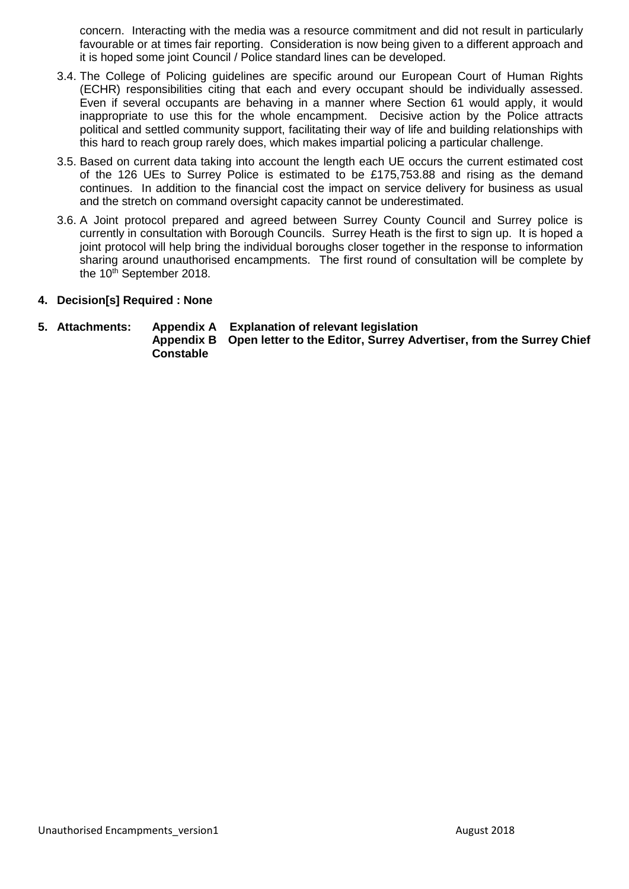concern. Interacting with the media was a resource commitment and did not result in particularly favourable or at times fair reporting. Consideration is now being given to a different approach and it is hoped some joint Council / Police standard lines can be developed.

3.4. The College of Policing guidelines are specific around our European Court of Human Rights (ECHR) responsibilities citing that each and every occupant should be individually assessed. Even if several occupants are behaving in a manner where Section 61 would apply, it would inappropriate to use this for the whole encampment. Decisive action by the Police attracts political and settled community support, facilitating their way of life and building relationships with this hard to reach group rarely does, which makes impartial policing a particular challenge.

3.5. Based on current data taking into account the length each UE occurs the current estimated cost of the 126 UEs to Surrey Police is estimated to be £175,753.88 and rising as the demand continues. In addition to the financial cost the impact on service delivery for business as usual and the stretch on command oversight capacity cannot be underestimated.

3.6. A Joint protocol prepared and agreed between Surrey County Council and Surrey police is currently in consultation with Borough Councils. Surrey Heath is the first to sign up. It is hoped a joint protocol will help bring the individual boroughs closer together in the response to information sharing around unauthorised encampments. The first round of consultation will be complete by the 10th September 2018.

**4. Decision[s] Required : None**

**5. Attachments:** **Appendix A Explanation of relevant legislation**
**Appendix B Open letter to the Editor, Surrey Advertiser, from the Surrey Chief Constable**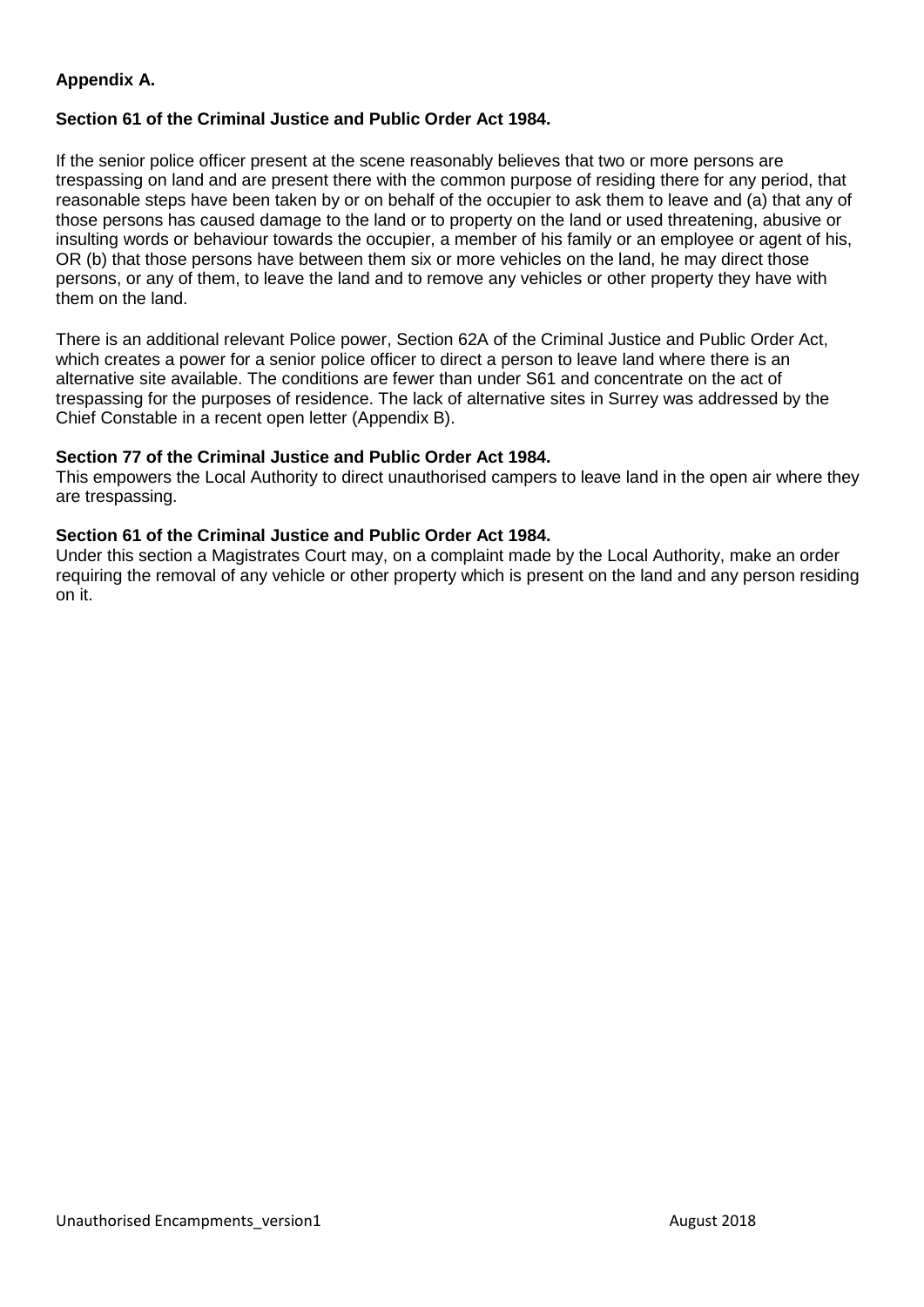**Appendix A.**

**Section 61 of the Criminal Justice and Public Order Act 1984.**

If the senior police officer present at the scene reasonably believes that two or more persons are trespassing on land and are present there with the common purpose of residing there for any period, that reasonable steps have been taken by or on behalf of the occupier to ask them to leave and (a) that any of those persons has caused damage to the land or to property on the land or used threatening, abusive or insulting words or behaviour towards the occupier, a member of his family or an employee or agent of his, OR (b) that those persons have between them six or more vehicles on the land, he may direct those persons, or any of them, to leave the land and to remove any vehicles or other property they have with them on the land.

There is an additional relevant Police power, Section 62A of the Criminal Justice and Public Order Act, which creates a power for a senior police officer to direct a person to leave land where there is an alternative site available. The conditions are fewer than under S61 and concentrate on the act of trespassing for the purposes of residence. The lack of alternative sites in Surrey was addressed by the Chief Constable in a recent open letter (Appendix B).

**Section 77 of the Criminal Justice and Public Order Act 1984.**

This empowers the Local Authority to direct unauthorised campers to leave land in the open air where they are trespassing.

**Section 61 of the Criminal Justice and Public Order Act 1984.**

Under this section a Magistrates Court may, on a complaint made by the Local Authority, make an order requiring the removal of any vehicle or other property which is present on the land and any person residing on it.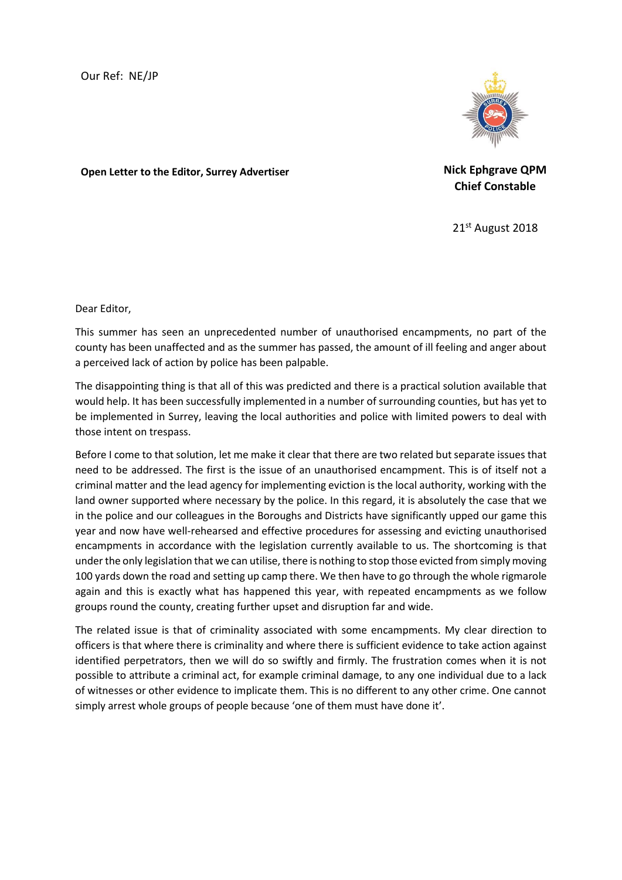Our Ref: NE/JP

**Open Letter to the Editor, Surrey Advertiser**

**Nick Ephgrave QPM**
**Chief Constable**

21st August 2018

Dear Editor,

This summer has seen an unprecedented number of unauthorised encampments, no part of the county has been unaffected and as the summer has passed, the amount of ill feeling and anger about a perceived lack of action by police has been palpable.

The disappointing thing is that all of this was predicted and there is a practical solution available that would help. It has been successfully implemented in a number of surrounding counties, but has yet to be implemented in Surrey, leaving the local authorities and police with limited powers to deal with those intent on trespass.

Before I come to that solution, let me make it clear that there are two related but separate issues that need to be addressed. The first is the issue of an unauthorised encampment. This is of itself not a criminal matter and the lead agency for implementing eviction is the local authority, working with the land owner supported where necessary by the police. In this regard, it is absolutely the case that we in the police and our colleagues in the Boroughs and Districts have significantly upped our game this year and now have well-rehearsed and effective procedures for assessing and evicting unauthorised encampments in accordance with the legislation currently available to us. The shortcoming is that under the only legislation that we can utilise, there is nothing to stop those evicted from simply moving 100 yards down the road and setting up camp there. We then have to go through the whole rigmarole again and this is exactly what has happened this year, with repeated encampments as we follow groups round the county, creating further upset and disruption far and wide.

The related issue is that of criminality associated with some encampments. My clear direction to officers is that where there is criminality and where there is sufficient evidence to take action against identified perpetrators, then we will do so swiftly and firmly. The frustration comes when it is not possible to attribute a criminal act, for example criminal damage, to any one individual due to a lack of witnesses or other evidence to implicate them. This is no different to any other crime. One cannot simply arrest whole groups of people because 'one of them must have done it'.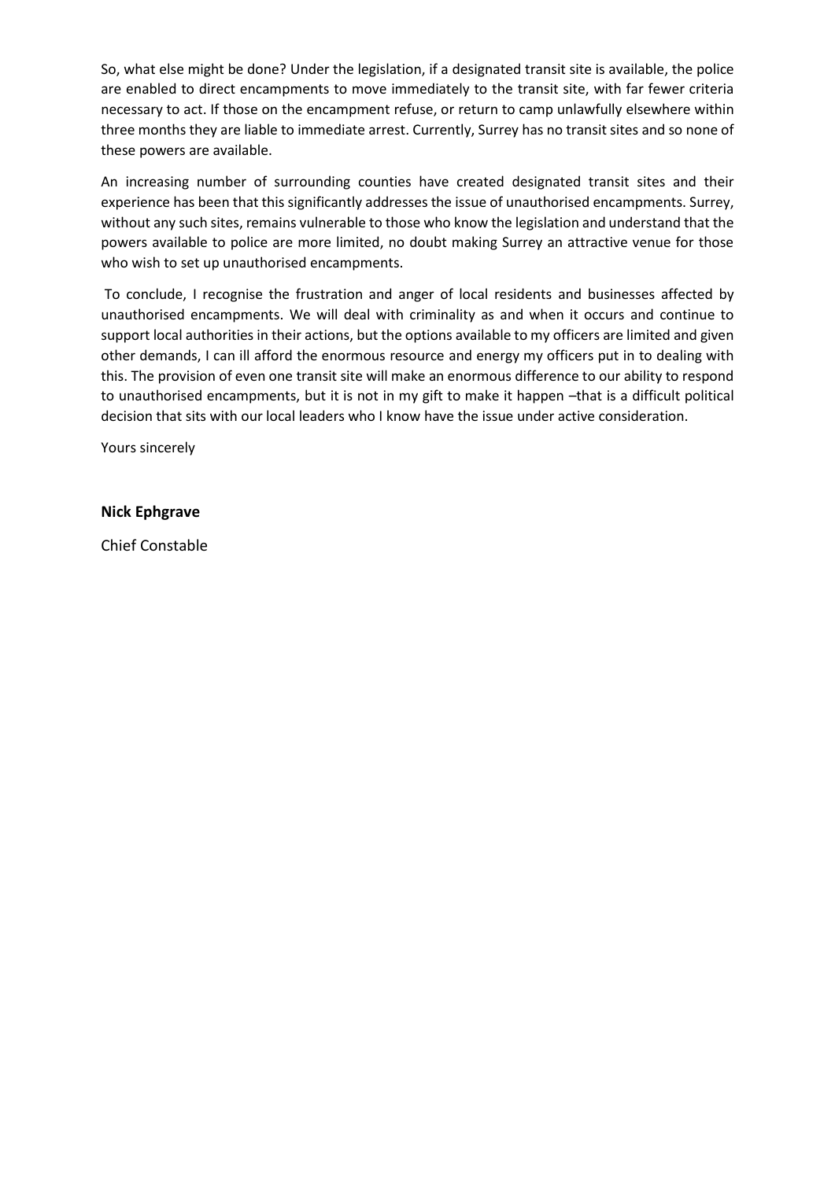So, what else might be done? Under the legislation, if a designated transit site is available, the police are enabled to direct encampments to move immediately to the transit site, with far fewer criteria necessary to act. If those on the encampment refuse, or return to camp unlawfully elsewhere within three months they are liable to immediate arrest. Currently, Surrey has no transit sites and so none of these powers are available.

An increasing number of surrounding counties have created designated transit sites and their experience has been that this significantly addresses the issue of unauthorised encampments. Surrey, without any such sites, remains vulnerable to those who know the legislation and understand that the powers available to police are more limited, no doubt making Surrey an attractive venue for those who wish to set up unauthorised encampments.

To conclude, I recognise the frustration and anger of local residents and businesses affected by unauthorised encampments. We will deal with criminality as and when it occurs and continue to support local authorities in their actions, but the options available to my officers are limited and given other demands, I can ill afford the enormous resource and energy my officers put in to dealing with this. The provision of even one transit site will make an enormous difference to our ability to respond to unauthorised encampments, but it is not in my gift to make it happen –that is a difficult political decision that sits with our local leaders who I know have the issue under active consideration.

Yours sincerely

**Nick Ephgrave**

Chief Constable